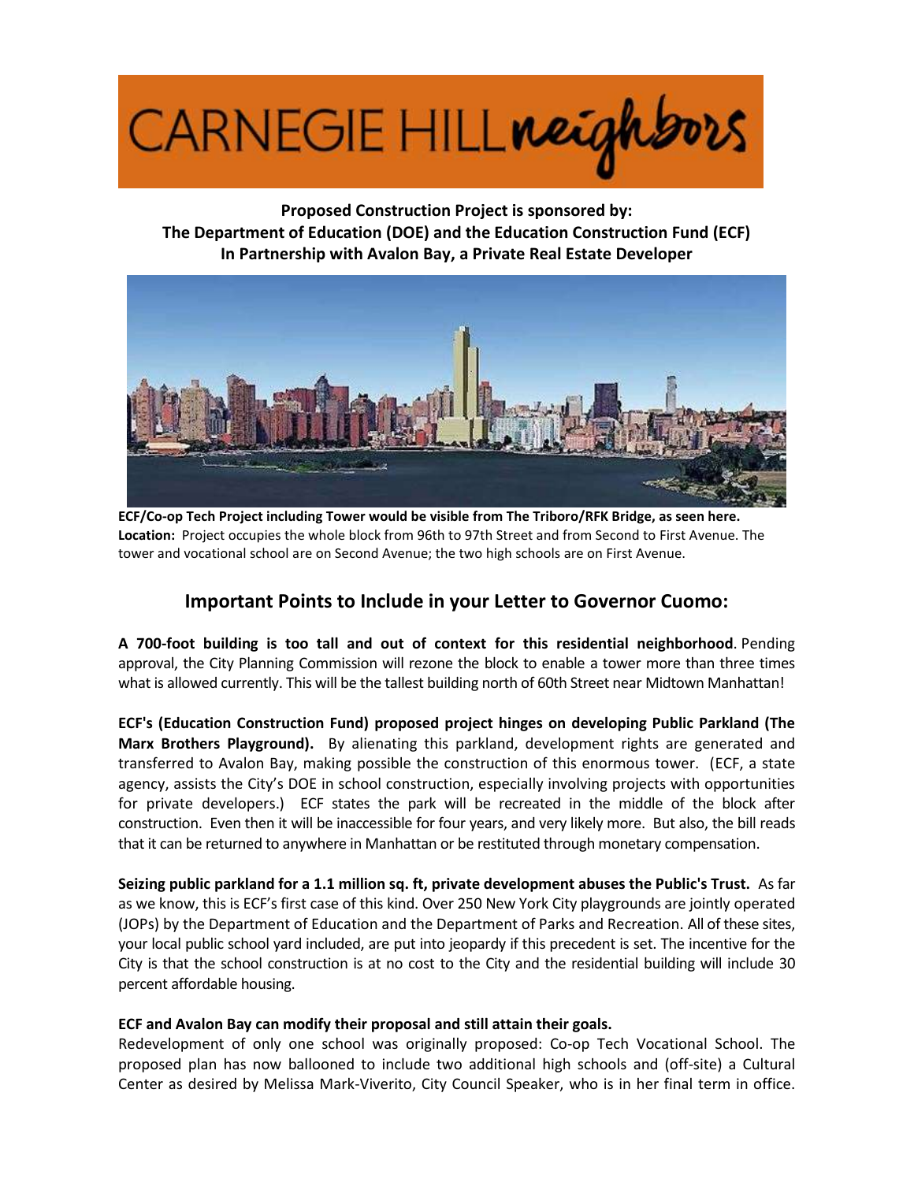# CARNEGIE HILL neighbors

**Proposed Construction Project is sponsored by:**
**The Department of Education (DOE) and the Education Construction Fund (ECF)**
**In Partnership with Avalon Bay, a Private Real Estate Developer**

**ECF/Co-op Tech Project including Tower would be visible from The Triboro/RFK Bridge, as seen here.**
**Location:** Project occupies the whole block from 96th to 97th Street and from Second to First Avenue. The tower and vocational school are on Second Avenue; the two high schools are on First Avenue.

## Important Points to Include in your Letter to Governor Cuomo:

**A 700-foot building is too tall and out of context for this residential neighborhood**. Pending approval, the City Planning Commission will rezone the block to enable a tower more than three times what is allowed currently. This will be the tallest building north of 60th Street near Midtown Manhattan!

**ECF's (Education Construction Fund) proposed project hinges on developing Public Parkland (The Marx Brothers Playground).** By alienating this parkland, development rights are generated and transferred to Avalon Bay, making possible the construction of this enormous tower. (ECF, a state agency, assists the City's DOE in school construction, especially involving projects with opportunities for private developers.) ECF states the park will be recreated in the middle of the block after construction. Even then it will be inaccessible for four years, and very likely more. But also, the bill reads that it can be returned to anywhere in Manhattan or be restituted through monetary compensation.

**Seizing public parkland for a 1.1 million sq. ft, private development abuses the Public's Trust.** As far as we know, this is ECF's first case of this kind. Over 250 New York City playgrounds are jointly operated (JOPs) by the Department of Education and the Department of Parks and Recreation. All of these sites, your local public school yard included, are put into jeopardy if this precedent is set. The incentive for the City is that the school construction is at no cost to the City and the residential building will include 30 percent affordable housing.

**ECF and Avalon Bay can modify their proposal and still attain their goals.**
Redevelopment of only one school was originally proposed: Co-op Tech Vocational School. The proposed plan has now ballooned to include two additional high schools and (off-site) a Cultural Center as desired by Melissa Mark-Viverito, City Council Speaker, who is in her final term in office.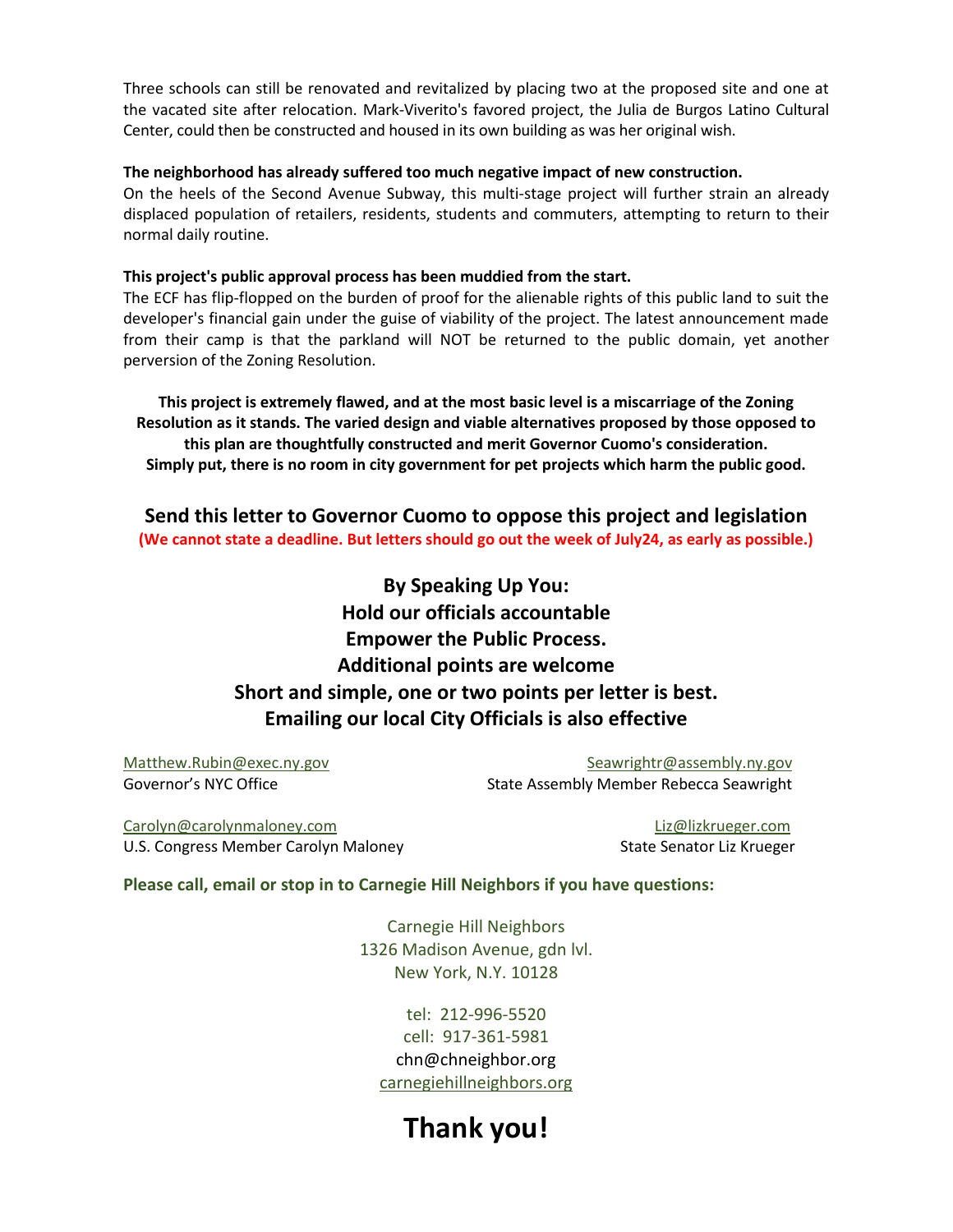Three schools can still be renovated and revitalized by placing two at the proposed site and one at the vacated site after relocation. Mark-Viverito's favored project, the Julia de Burgos Latino Cultural Center, could then be constructed and housed in its own building as was her original wish.

**The neighborhood has already suffered too much negative impact of new construction.**
On the heels of the Second Avenue Subway, this multi-stage project will further strain an already displaced population of retailers, residents, students and commuters, attempting to return to their normal daily routine.

**This project's public approval process has been muddied from the start.**
The ECF has flip-flopped on the burden of proof for the alienable rights of this public land to suit the developer's financial gain under the guise of viability of the project. The latest announcement made from their camp is that the parkland will NOT be returned to the public domain, yet another perversion of the Zoning Resolution.

**This project is extremely flawed, and at the most basic level is a miscarriage of the Zoning Resolution as it stands. The varied design and viable alternatives proposed by those opposed to this plan are thoughtfully constructed and merit Governor Cuomo's consideration. Simply put, there is no room in city government for pet projects which harm the public good.**

## Send this letter to Governor Cuomo to oppose this project and legislation

**(We cannot state a deadline. But letters should go out the week of July24, as early as possible.)**

## By Speaking Up You:
## Hold our officials accountable
## Empower the Public Process.
## Additional points are welcome
## Short and simple, one or two points per letter is best.
## Emailing our local City Officials is also effective

Matthew.Rubin@exec.ny.gov
Governor's NYC Office

Seawrightr@assembly.ny.gov
State Assembly Member Rebecca Seawright

Carolyn@carolynmaloney.com
U.S. Congress Member Carolyn Maloney

Liz@lizkrueger.com
State Senator Liz Krueger

**Please call, email or stop in to Carnegie Hill Neighbors if you have questions:**

Carnegie Hill Neighbors
1326 Madison Avenue, gdn lvl.
New York, N.Y. 10128

tel: 212-996-5520
cell: 917-361-5981
chn@chneighbor.org
carnegiehillneighbors.org

# Thank you!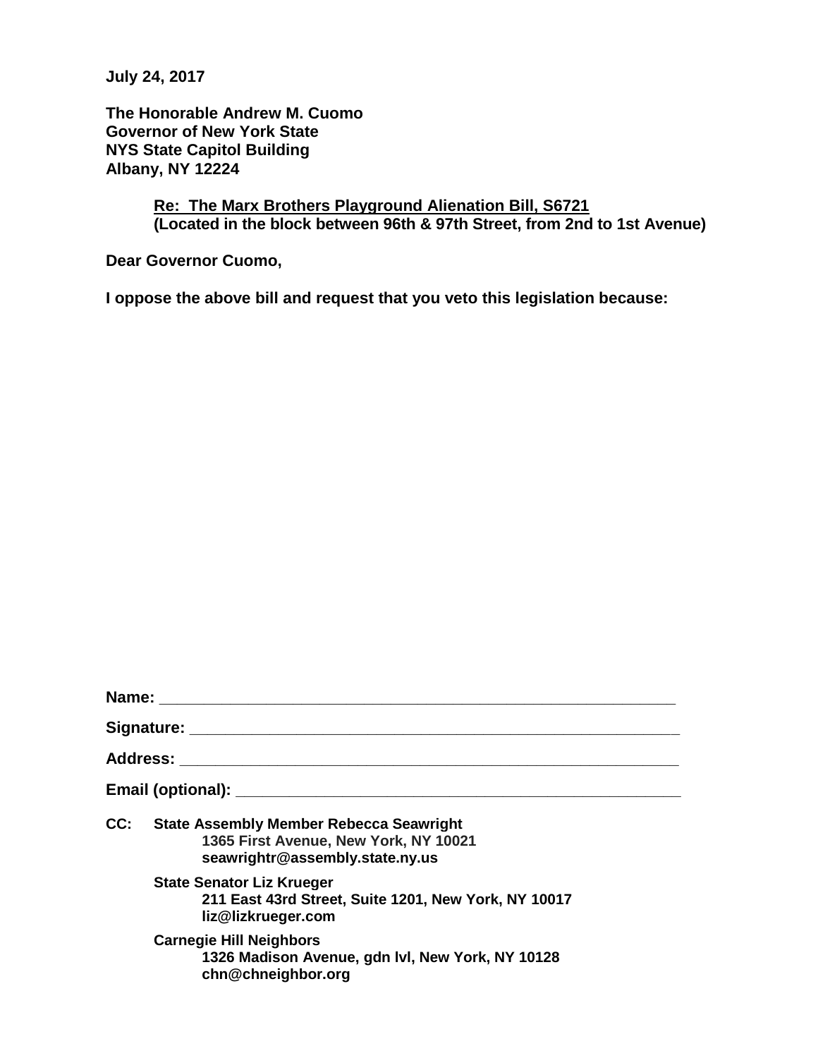**July 24, 2017**

**The Honorable Andrew M. Cuomo**
**Governor of New York State**
**NYS State Capitol Building**
**Albany, NY 12224**

> **Re: The Marx Brothers Playground Alienation Bill, S6721**
> **(Located in the block between 96th & 97th Street, from 2nd to 1st Avenue)**

**Dear Governor Cuomo,**

**I oppose the above bill and request that you veto this legislation because:**

**Name:** ___________________________________________________________

**Signature:** ________________________________________________________

**Address:** _________________________________________________________

**Email (optional):** __________________________________________________

**CC:** **State Assembly Member Rebecca Seawright**
1365 First Avenue, New York, NY 10021
seawrightr@assembly.state.ny.us

**State Senator Liz Krueger**
211 East 43rd Street, Suite 1201, New York, NY 10017
liz@lizkrueger.com

**Carnegie Hill Neighbors**
1326 Madison Avenue, gdn lvl, New York, NY 10128
chn@chneighbor.org